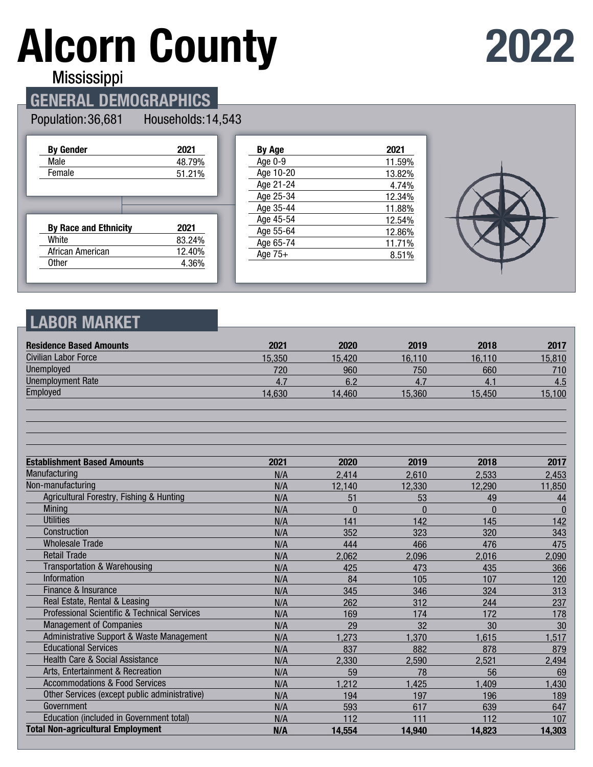# Alcorn County

Mississippi

# 2022

## GENERAL DEMOGRAPHICS

Population: 36,681    Households: 14,543

| By Gender | 2021 |
|---|---|
| Male | 48.79% |
| Female | 51.21% |

| By Race and Ethnicity | 2021 |
|---|---|
| White | 83.24% |
| African American | 12.40% |
| Other | 4.36% |

| By Age | 2021 |
|---|---|
| Age 0-9 | 11.59% |
| Age 10-20 | 13.82% |
| Age 21-24 | 4.74% |
| Age 25-34 | 12.34% |
| Age 35-44 | 11.88% |
| Age 45-54 | 12.54% |
| Age 55-64 | 12.86% |
| Age 65-74 | 11.71% |
| Age 75+ | 8.51% |

## LABOR MARKET

| Residence Based Amounts | 2021 | 2020 | 2019 | 2018 | 2017 |
|---|---|---|---|---|---|
| Civilian Labor Force | 15,350 | 15,420 | 16,110 | 16,110 | 15,810 |
| Unemployed | 720 | 960 | 750 | 660 | 710 |
| Unemployment Rate | 4.7 | 6.2 | 4.7 | 4.1 | 4.5 |
| Employed | 14,630 | 14,460 | 15,360 | 15,450 | 15,100 |

| Establishment Based Amounts | 2021 | 2020 | 2019 | 2018 | 2017 |
|---|---|---|---|---|---|
| Manufacturing | N/A | 2,414 | 2,610 | 2,533 | 2,453 |
| Non-manufacturing | N/A | 12,140 | 12,330 | 12,290 | 11,850 |
| Agricultural Forestry, Fishing & Hunting | N/A | 51 | 53 | 49 | 44 |
| Mining | N/A | 0 | 0 | 0 | 0 |
| Utilities | N/A | 141 | 142 | 145 | 142 |
| Construction | N/A | 352 | 323 | 320 | 343 |
| Wholesale Trade | N/A | 444 | 466 | 476 | 475 |
| Retail Trade | N/A | 2,062 | 2,096 | 2,016 | 2,090 |
| Transportation & Warehousing | N/A | 425 | 473 | 435 | 366 |
| Information | N/A | 84 | 105 | 107 | 120 |
| Finance & Insurance | N/A | 345 | 346 | 324 | 313 |
| Real Estate, Rental & Leasing | N/A | 262 | 312 | 244 | 237 |
| Professional Scientific & Technical Services | N/A | 169 | 174 | 172 | 178 |
| Management of Companies | N/A | 29 | 32 | 30 | 30 |
| Administrative Support & Waste Management | N/A | 1,273 | 1,370 | 1,615 | 1,517 |
| Educational Services | N/A | 837 | 882 | 878 | 879 |
| Health Care & Social Assistance | N/A | 2,330 | 2,590 | 2,521 | 2,494 |
| Arts, Entertainment & Recreation | N/A | 59 | 78 | 56 | 69 |
| Accommodations & Food Services | N/A | 1,212 | 1,425 | 1,409 | 1,430 |
| Other Services (except public administrative) | N/A | 194 | 197 | 196 | 189 |
| Government | N/A | 593 | 617 | 639 | 647 |
| Education (included in Government total) | N/A | 112 | 111 | 112 | 107 |
| **Total Non-agricultural Employment** | **N/A** | **14,554** | **14,940** | **14,823** | **14,303** |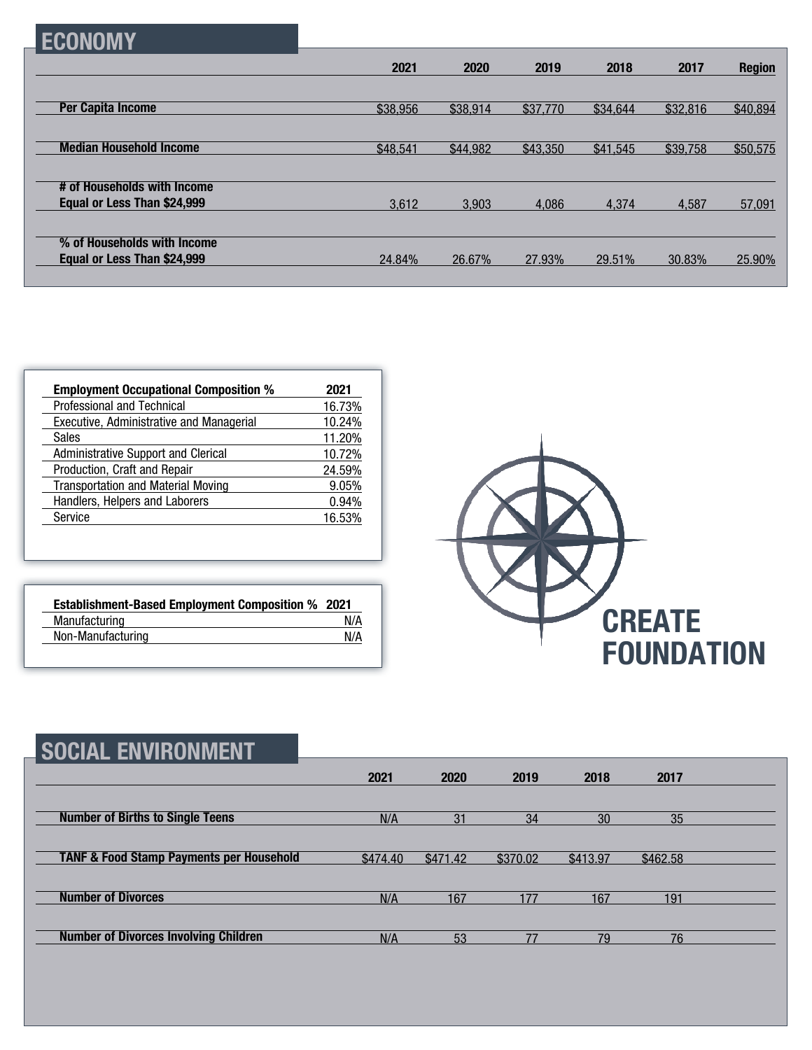## ECONOMY

| | 2021 | 2020 | 2019 | 2018 | 2017 | Region |
|---|---|---|---|---|---|---|
| **Per Capita Income** | $38,956 | $38,914 | $37,770 | $34,644 | $32,816 | $40,894 |
| **Median Household Income** | $48,541 | $44,982 | $43,350 | $41,545 | $39,758 | $50,575 |
| **# of Households with Income Equal or Less Than $24,999** | 3,612 | 3,903 | 4,086 | 4,374 | 4,587 | 57,091 |
| **% of Households with Income Equal or Less Than $24,999** | 24.84% | 26.67% | 27.93% | 29.51% | 30.83% | 25.90% |

| **Employment Occupational Composition %** | **2021** |
|---|---|
| Professional and Technical | 16.73% |
| Executive, Administrative and Managerial | 10.24% |
| Sales | 11.20% |
| Administrative Support and Clerical | 10.72% |
| Production, Craft and Repair | 24.59% |
| Transportation and Material Moving | 9.05% |
| Handlers, Helpers and Laborers | 0.94% |
| Service | 16.53% |

| **Establishment-Based Employment Composition %** | **2021** |
|---|---|
| Manufacturing | N/A |
| Non-Manufacturing | N/A |

**CREATE FOUNDATION**

## SOCIAL ENVIRONMENT

| | 2021 | 2020 | 2019 | 2018 | 2017 |
|---|---|---|---|---|---|
| **Number of Births to Single Teens** | N/A | 31 | 34 | 30 | 35 |
| **TANF & Food Stamp Payments per Household** | $474.40 | $471.42 | $370.02 | $413.97 | $462.58 |
| **Number of Divorces** | N/A | 167 | 177 | 167 | 191 |
| **Number of Divorces Involving Children** | N/A | 53 | 77 | 79 | 76 |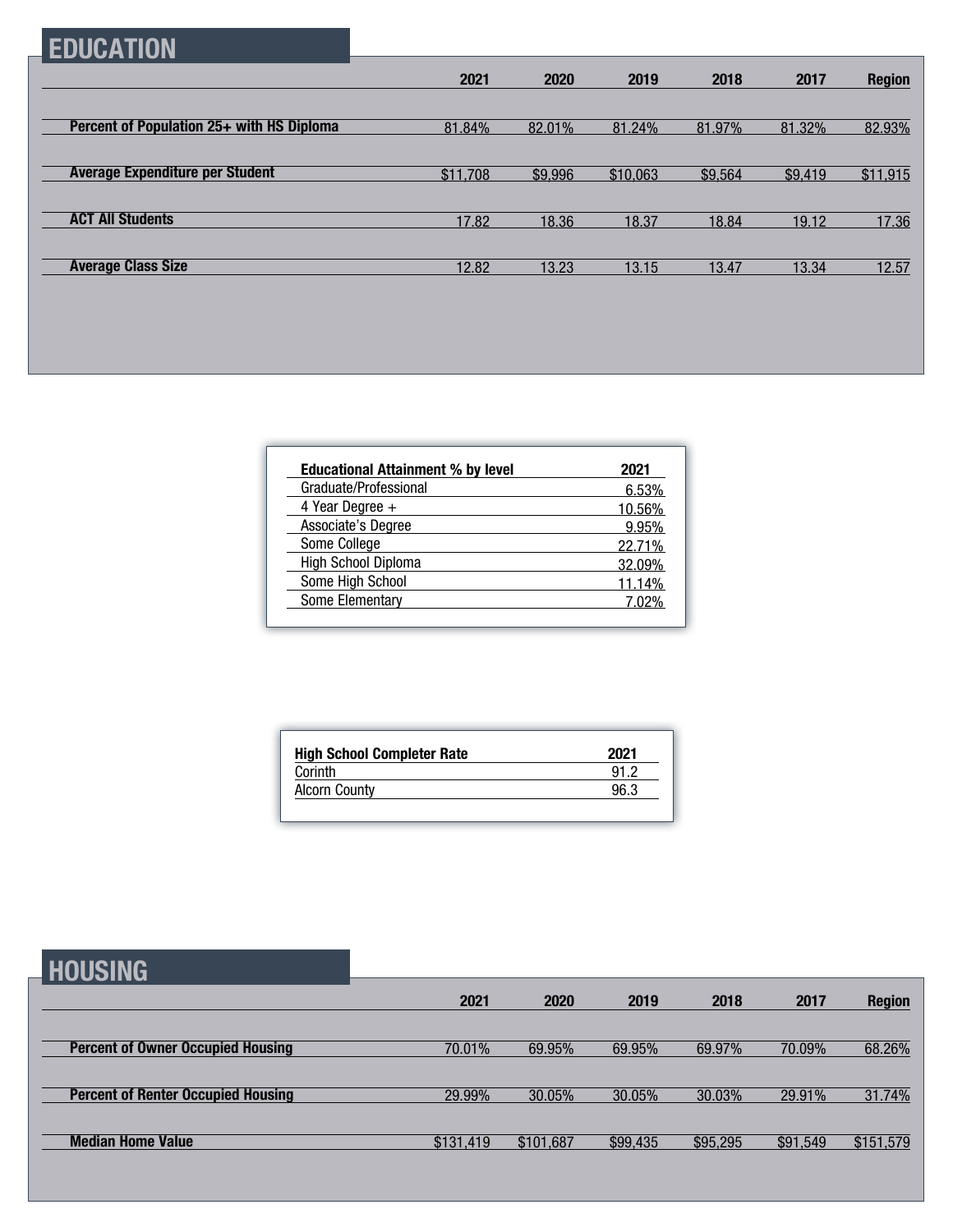## EDUCATION

| | 2021 | 2020 | 2019 | 2018 | 2017 | Region |
|---|---|---|---|---|---|---|
| **Percent of Population 25+ with HS Diploma** | 81.84% | 82.01% | 81.24% | 81.97% | 81.32% | 82.93% |
| **Average Expenditure per Student** | $11,708 | $9,996 | $10,063 | $9,564 | $9,419 | $11,915 |
| **ACT All Students** | 17.82 | 18.36 | 18.37 | 18.84 | 19.12 | 17.36 |
| **Average Class Size** | 12.82 | 13.23 | 13.15 | 13.47 | 13.34 | 12.57 |

| **Educational Attainment % by level** | **2021** |
|---|---|
| Graduate/Professional | 6.53% |
| 4 Year Degree + | 10.56% |
| Associate's Degree | 9.95% |
| Some College | 22.71% |
| High School Diploma | 32.09% |
| Some High School | 11.14% |
| Some Elementary | 7.02% |

| **High School Completer Rate** | **2021** |
|---|---|
| Corinth | 91.2 |
| Alcorn County | 96.3 |

## HOUSING

| | 2021 | 2020 | 2019 | 2018 | 2017 | Region |
|---|---|---|---|---|---|---|
| **Percent of Owner Occupied Housing** | 70.01% | 69.95% | 69.95% | 69.97% | 70.09% | 68.26% |
| **Percent of Renter Occupied Housing** | 29.99% | 30.05% | 30.05% | 30.03% | 29.91% | 31.74% |
| **Median Home Value** | $131,419 | $101,687 | $99,435 | $95,295 | $91,549 | $151,579 |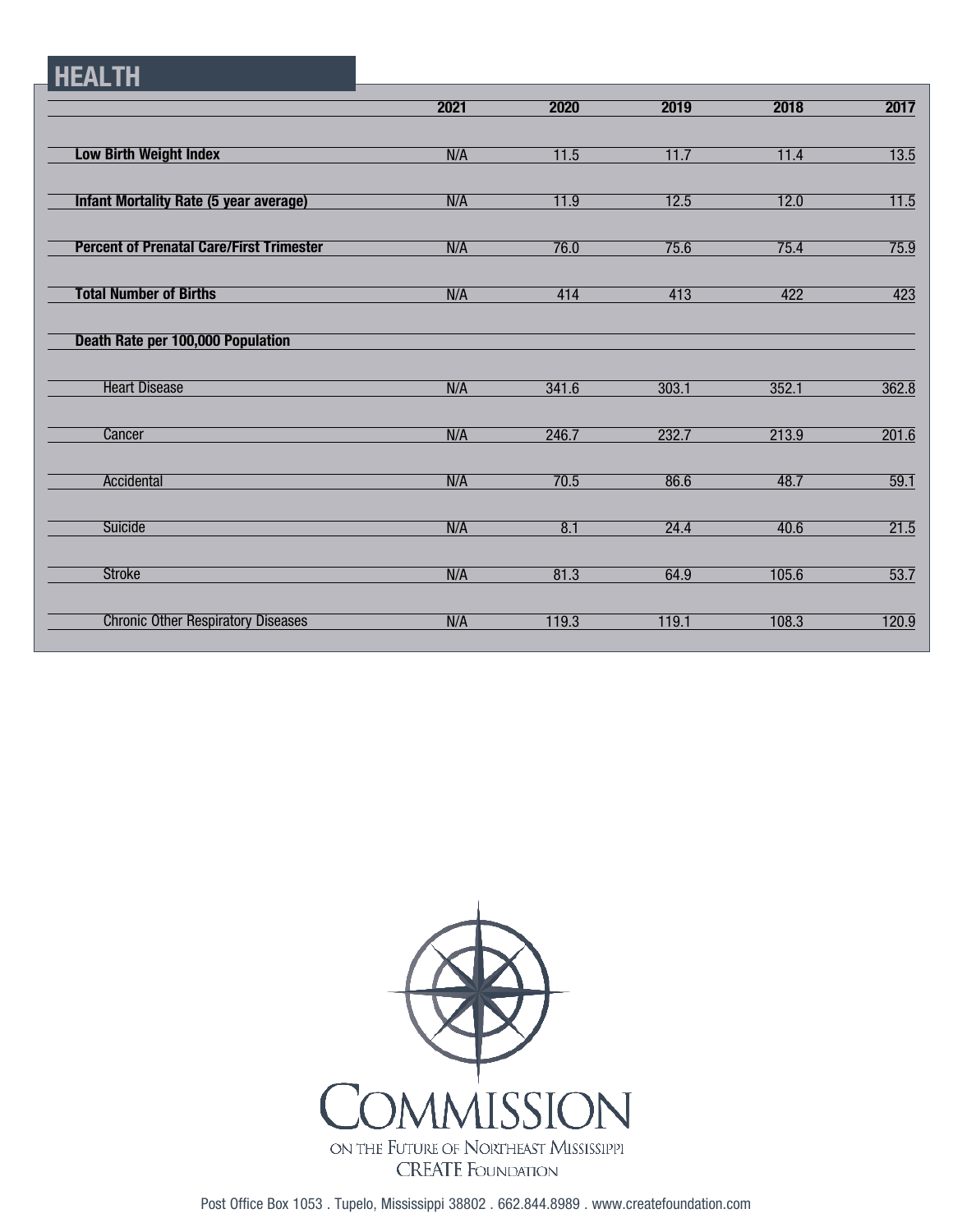## HEALTH

| | 2021 | 2020 | 2019 | 2018 | 2017 |
|---|---|---|---|---|---|
| **Low Birth Weight Index** | N/A | 11.5 | 11.7 | 11.4 | 13.5 |
| **Infant Mortality Rate (5 year average)** | N/A | 11.9 | 12.5 | 12.0 | 11.5 |
| **Percent of Prenatal Care/First Trimester** | N/A | 76.0 | 75.6 | 75.4 | 75.9 |
| **Total Number of Births** | N/A | 414 | 413 | 422 | 423 |
| **Death Rate per 100,000 Population** | | | | | |
| Heart Disease | N/A | 341.6 | 303.1 | 352.1 | 362.8 |
| Cancer | N/A | 246.7 | 232.7 | 213.9 | 201.6 |
| Accidental | N/A | 70.5 | 86.6 | 48.7 | 59.1 |
| Suicide | N/A | 8.1 | 24.4 | 40.6 | 21.5 |
| Stroke | N/A | 81.3 | 64.9 | 105.6 | 53.7 |
| Chronic Other Respiratory Diseases | N/A | 119.3 | 119.1 | 108.3 | 120.9 |

COMMISSION
ON THE FUTURE OF NORTHEAST MISSISSIPPI
CREATE FOUNDATION

Post Office Box 1053 . Tupelo, Mississippi 38802 . 662.844.8989 . www.createfoundation.com